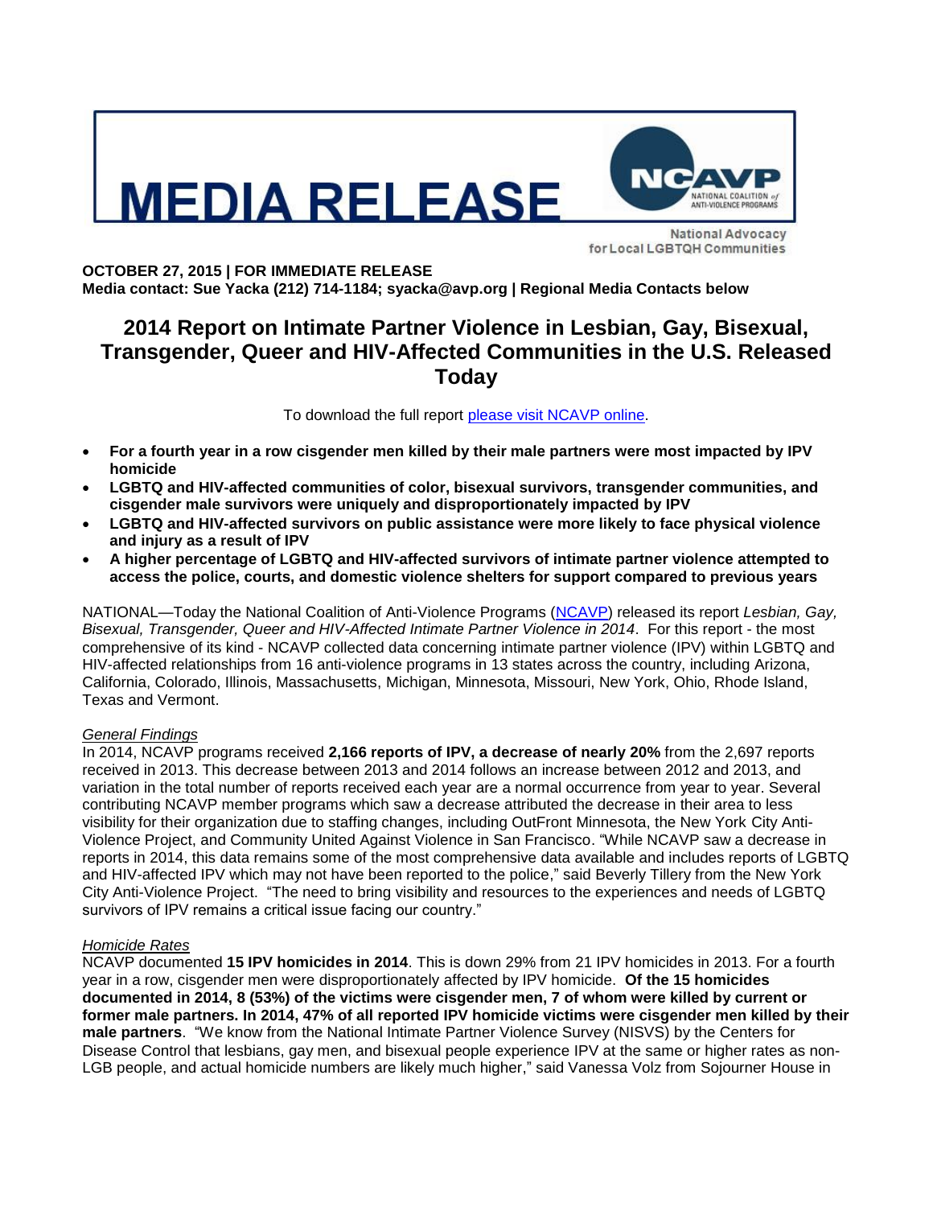# MEDIA RELEASE

NCAVP NATIONAL COALITION of ANTI-VIOLENCE PROGRAMS

National Advocacy for Local LGBTQH Communities

**OCTOBER 27, 2015 | FOR IMMEDIATE RELEASE**
**Media contact: Sue Yacka (212) 714-1184; syacka@avp.org | Regional Media Contacts below**

## 2014 Report on Intimate Partner Violence in Lesbian, Gay, Bisexual, Transgender, Queer and HIV-Affected Communities in the U.S. Released Today

To download the full report please visit NCAVP online.

- **For a fourth year in a row cisgender men killed by their male partners were most impacted by IPV homicide**
- **LGBTQ and HIV-affected communities of color, bisexual survivors, transgender communities, and cisgender male survivors were uniquely and disproportionately impacted by IPV**
- **LGBTQ and HIV-affected survivors on public assistance were more likely to face physical violence and injury as a result of IPV**
- **A higher percentage of LGBTQ and HIV-affected survivors of intimate partner violence attempted to access the police, courts, and domestic violence shelters for support compared to previous years**

NATIONAL—Today the National Coalition of Anti-Violence Programs (NCAVP) released its report *Lesbian, Gay, Bisexual, Transgender, Queer and HIV-Affected Intimate Partner Violence in 2014*. For this report - the most comprehensive of its kind - NCAVP collected data concerning intimate partner violence (IPV) within LGBTQ and HIV-affected relationships from 16 anti-violence programs in 13 states across the country, including Arizona, California, Colorado, Illinois, Massachusetts, Michigan, Minnesota, Missouri, New York, Ohio, Rhode Island, Texas and Vermont.

*General Findings*

In 2014, NCAVP programs received **2,166 reports of IPV, a decrease of nearly 20%** from the 2,697 reports received in 2013. This decrease between 2013 and 2014 follows an increase between 2012 and 2013, and variation in the total number of reports received each year are a normal occurrence from year to year. Several contributing NCAVP member programs which saw a decrease attributed the decrease in their area to less visibility for their organization due to staffing changes, including OutFront Minnesota, the New York City Anti-Violence Project, and Community United Against Violence in San Francisco. "While NCAVP saw a decrease in reports in 2014, this data remains some of the most comprehensive data available and includes reports of LGBTQ and HIV-affected IPV which may not have been reported to the police," said Beverly Tillery from the New York City Anti-Violence Project. "The need to bring visibility and resources to the experiences and needs of LGBTQ survivors of IPV remains a critical issue facing our country."

*Homicide Rates*

NCAVP documented **15 IPV homicides in 2014**. This is down 29% from 21 IPV homicides in 2013. For a fourth year in a row, cisgender men were disproportionately affected by IPV homicide. **Of the 15 homicides documented in 2014, 8 (53%) of the victims were cisgender men, 7 of whom were killed by current or former male partners. In 2014, 47% of all reported IPV homicide victims were cisgender men killed by their male partners**. "We know from the National Intimate Partner Violence Survey (NISVS) by the Centers for Disease Control that lesbians, gay men, and bisexual people experience IPV at the same or higher rates as non-LGB people, and actual homicide numbers are likely much higher," said Vanessa Volz from Sojourner House in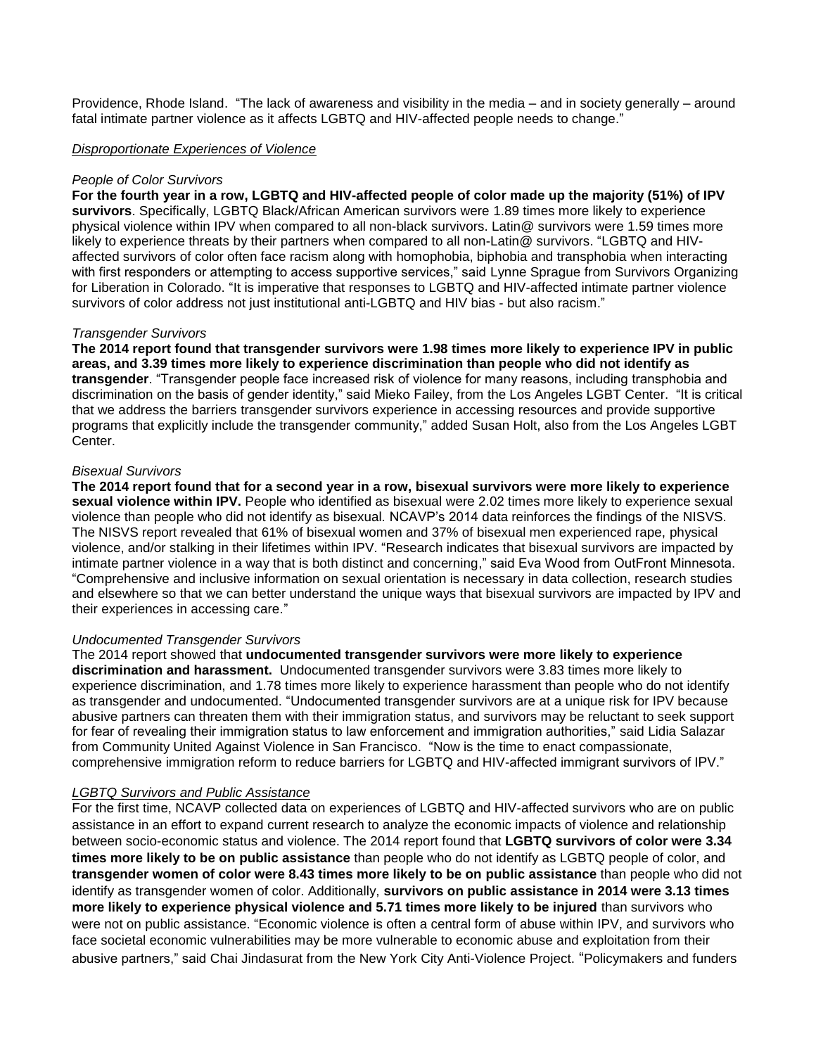Providence, Rhode Island. "The lack of awareness and visibility in the media – and in society generally – around fatal intimate partner violence as it affects LGBTQ and HIV-affected people needs to change."

*Disproportionate Experiences of Violence*

*People of Color Survivors*

**For the fourth year in a row, LGBTQ and HIV-affected people of color made up the majority (51%) of IPV survivors**. Specifically, LGBTQ Black/African American survivors were 1.89 times more likely to experience physical violence within IPV when compared to all non-black survivors. Latin@ survivors were 1.59 times more likely to experience threats by their partners when compared to all non-Latin@ survivors. "LGBTQ and HIV-affected survivors of color often face racism along with homophobia, biphobia and transphobia when interacting with first responders or attempting to access supportive services," said Lynne Sprague from Survivors Organizing for Liberation in Colorado. "It is imperative that responses to LGBTQ and HIV-affected intimate partner violence survivors of color address not just institutional anti-LGBTQ and HIV bias - but also racism."

*Transgender Survivors*

**The 2014 report found that transgender survivors were 1.98 times more likely to experience IPV in public areas, and 3.39 times more likely to experience discrimination than people who did not identify as transgender**. "Transgender people face increased risk of violence for many reasons, including transphobia and discrimination on the basis of gender identity," said Mieko Failey, from the Los Angeles LGBT Center. "It is critical that we address the barriers transgender survivors experience in accessing resources and provide supportive programs that explicitly include the transgender community," added Susan Holt, also from the Los Angeles LGBT Center.

*Bisexual Survivors*

**The 2014 report found that for a second year in a row, bisexual survivors were more likely to experience sexual violence within IPV.** People who identified as bisexual were 2.02 times more likely to experience sexual violence than people who did not identify as bisexual. NCAVP's 2014 data reinforces the findings of the NISVS. The NISVS report revealed that 61% of bisexual women and 37% of bisexual men experienced rape, physical violence, and/or stalking in their lifetimes within IPV. "Research indicates that bisexual survivors are impacted by intimate partner violence in a way that is both distinct and concerning," said Eva Wood from OutFront Minnesota. "Comprehensive and inclusive information on sexual orientation is necessary in data collection, research studies and elsewhere so that we can better understand the unique ways that bisexual survivors are impacted by IPV and their experiences in accessing care."

*Undocumented Transgender Survivors*

The 2014 report showed that **undocumented transgender survivors were more likely to experience discrimination and harassment.** Undocumented transgender survivors were 3.83 times more likely to experience discrimination, and 1.78 times more likely to experience harassment than people who do not identify as transgender and undocumented. "Undocumented transgender survivors are at a unique risk for IPV because abusive partners can threaten them with their immigration status, and survivors may be reluctant to seek support for fear of revealing their immigration status to law enforcement and immigration authorities," said Lidia Salazar from Community United Against Violence in San Francisco. "Now is the time to enact compassionate, comprehensive immigration reform to reduce barriers for LGBTQ and HIV-affected immigrant survivors of IPV."

*LGBTQ Survivors and Public Assistance*

For the first time, NCAVP collected data on experiences of LGBTQ and HIV-affected survivors who are on public assistance in an effort to expand current research to analyze the economic impacts of violence and relationship between socio-economic status and violence. The 2014 report found that **LGBTQ survivors of color were 3.34 times more likely to be on public assistance** than people who do not identify as LGBTQ people of color, and **transgender women of color were 8.43 times more likely to be on public assistance** than people who did not identify as transgender women of color. Additionally, **survivors on public assistance in 2014 were 3.13 times more likely to experience physical violence and 5.71 times more likely to be injured** than survivors who were not on public assistance. "Economic violence is often a central form of abuse within IPV, and survivors who face societal economic vulnerabilities may be more vulnerable to economic abuse and exploitation from their abusive partners," said Chai Jindasurat from the New York City Anti-Violence Project. "Policymakers and funders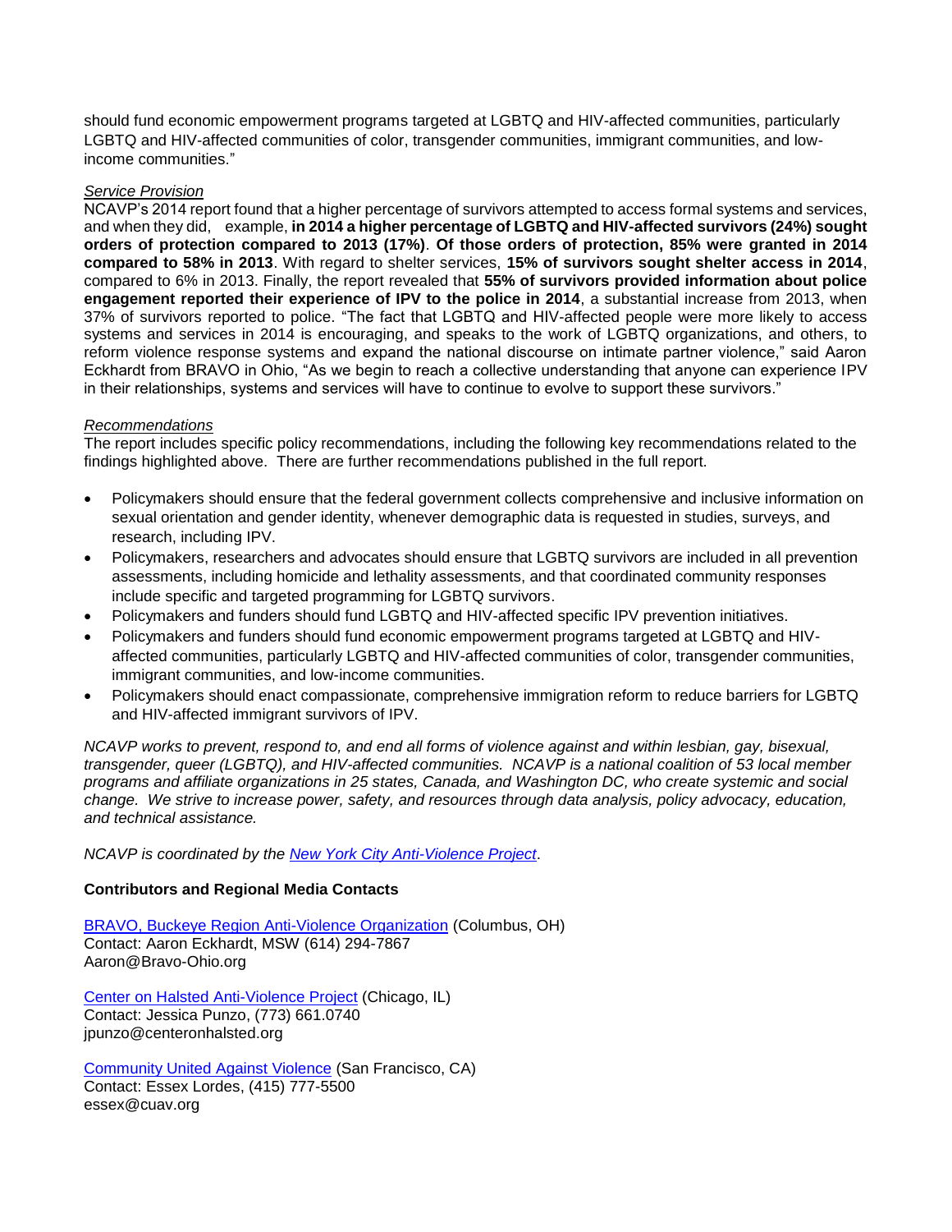should fund economic empowerment programs targeted at LGBTQ and HIV-affected communities, particularly LGBTQ and HIV-affected communities of color, transgender communities, immigrant communities, and low-income communities."

*Service Provision*

NCAVP's 2014 report found that a higher percentage of survivors attempted to access formal systems and services, and when they did, example, **in 2014 a higher percentage of LGBTQ and HIV-affected survivors (24%) sought orders of protection compared to 2013 (17%)**. **Of those orders of protection, 85% were granted in 2014 compared to 58% in 2013**. With regard to shelter services, **15% of survivors sought shelter access in 2014**, compared to 6% in 2013. Finally, the report revealed that **55% of survivors provided information about police engagement reported their experience of IPV to the police in 2014**, a substantial increase from 2013, when 37% of survivors reported to police. "The fact that LGBTQ and HIV-affected people were more likely to access systems and services in 2014 is encouraging, and speaks to the work of LGBTQ organizations, and others, to reform violence response systems and expand the national discourse on intimate partner violence," said Aaron Eckhardt from BRAVO in Ohio, "As we begin to reach a collective understanding that anyone can experience IPV in their relationships, systems and services will have to continue to evolve to support these survivors."

*Recommendations*

The report includes specific policy recommendations, including the following key recommendations related to the findings highlighted above. There are further recommendations published in the full report.

- Policymakers should ensure that the federal government collects comprehensive and inclusive information on sexual orientation and gender identity, whenever demographic data is requested in studies, surveys, and research, including IPV.
- Policymakers, researchers and advocates should ensure that LGBTQ survivors are included in all prevention assessments, including homicide and lethality assessments, and that coordinated community responses include specific and targeted programming for LGBTQ survivors.
- Policymakers and funders should fund LGBTQ and HIV-affected specific IPV prevention initiatives.
- Policymakers and funders should fund economic empowerment programs targeted at LGBTQ and HIV-affected communities, particularly LGBTQ and HIV-affected communities of color, transgender communities, immigrant communities, and low-income communities.
- Policymakers should enact compassionate, comprehensive immigration reform to reduce barriers for LGBTQ and HIV-affected immigrant survivors of IPV.

*NCAVP works to prevent, respond to, and end all forms of violence against and within lesbian, gay, bisexual, transgender, queer (LGBTQ), and HIV-affected communities. NCAVP is a national coalition of 53 local member programs and affiliate organizations in 25 states, Canada, and Washington DC, who create systemic and social change. We strive to increase power, safety, and resources through data analysis, policy advocacy, education, and technical assistance.*

*NCAVP is coordinated by the New York City Anti-Violence Project.*

**Contributors and Regional Media Contacts**

BRAVO, Buckeye Region Anti-Violence Organization (Columbus, OH)
Contact: Aaron Eckhardt, MSW (614) 294-7867
Aaron@Bravo-Ohio.org

Center on Halsted Anti-Violence Project (Chicago, IL)
Contact: Jessica Punzo, (773) 661.0740
jpunzo@centeronhalsted.org

Community United Against Violence (San Francisco, CA)
Contact: Essex Lordes, (415) 777-5500
essex@cuav.org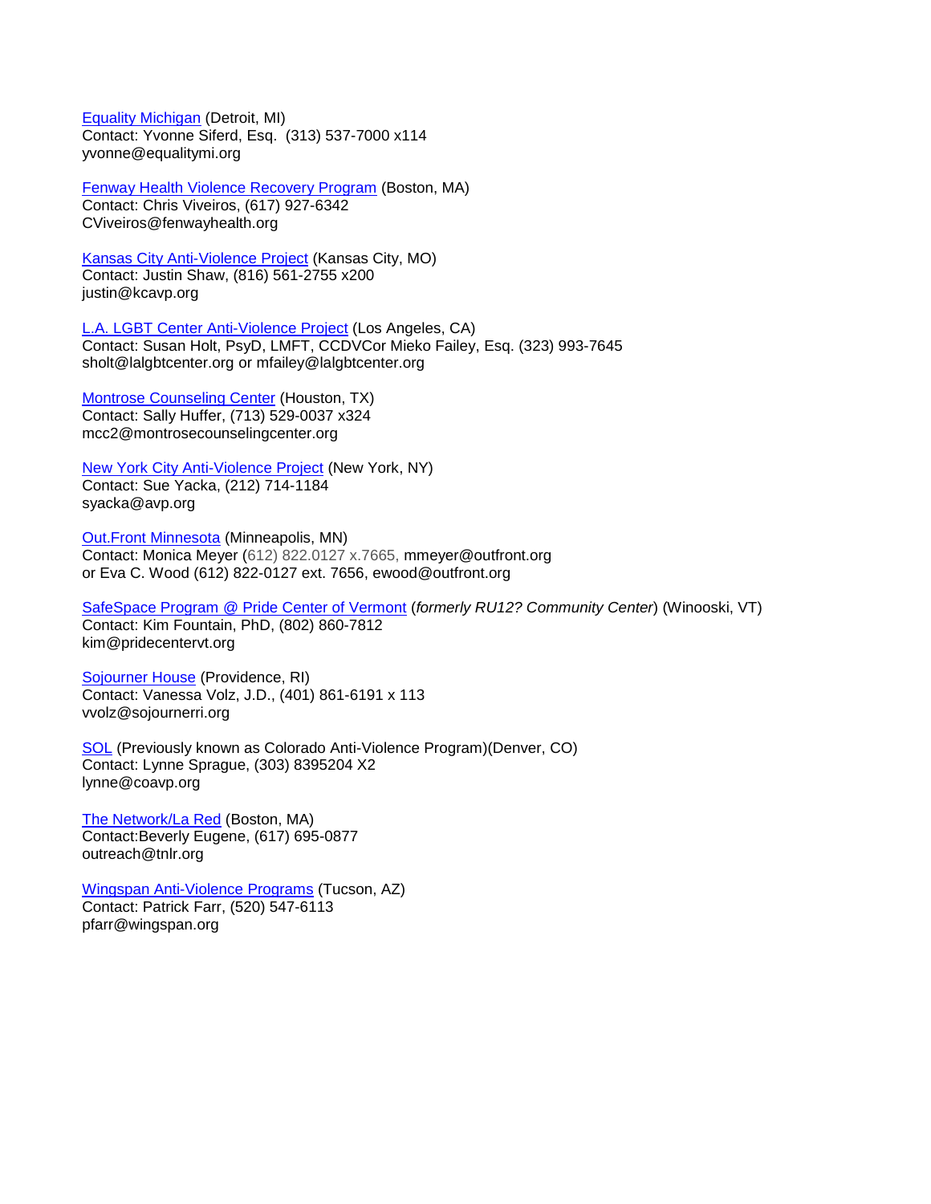Equality Michigan (Detroit, MI)
Contact: Yvonne Siferd, Esq.  (313) 537-7000 x114
yvonne@equalitymi.org

Fenway Health Violence Recovery Program (Boston, MA)
Contact: Chris Viveiros, (617) 927-6342
CViveiros@fenwayhealth.org

Kansas City Anti-Violence Project (Kansas City, MO)
Contact: Justin Shaw, (816) 561-2755 x200
justin@kcavp.org

L.A. LGBT Center Anti-Violence Project (Los Angeles, CA)
Contact: Susan Holt, PsyD, LMFT, CCDVCor Mieko Failey, Esq. (323) 993-7645
sholt@lalgbtcenter.org or mfailey@lalgbtcenter.org

Montrose Counseling Center (Houston, TX)
Contact: Sally Huffer, (713) 529-0037 x324
mcc2@montrosecounselingcenter.org

New York City Anti-Violence Project (New York, NY)
Contact: Sue Yacka, (212) 714-1184
syacka@avp.org

Out.Front Minnesota (Minneapolis, MN)
Contact: Monica Meyer (612) 822.0127 x.7665, mmeyer@outfront.org
or Eva C. Wood (612) 822-0127 ext. 7656, ewood@outfront.org

SafeSpace Program @ Pride Center of Vermont (*formerly RU12? Community Center*) (Winooski, VT)
Contact: Kim Fountain, PhD, (802) 860-7812
kim@pridecentervt.org

Sojourner House (Providence, RI)
Contact: Vanessa Volz, J.D., (401) 861-6191 x 113
vvolz@sojournerri.org

SOL (Previously known as Colorado Anti-Violence Program)(Denver, CO)
Contact: Lynne Sprague, (303) 8395204 X2
lynne@coavp.org

The Network/La Red (Boston, MA)
Contact:Beverly Eugene, (617) 695-0877
outreach@tnlr.org

Wingspan Anti-Violence Programs (Tucson, AZ)
Contact: Patrick Farr, (520) 547-6113
pfarr@wingspan.org